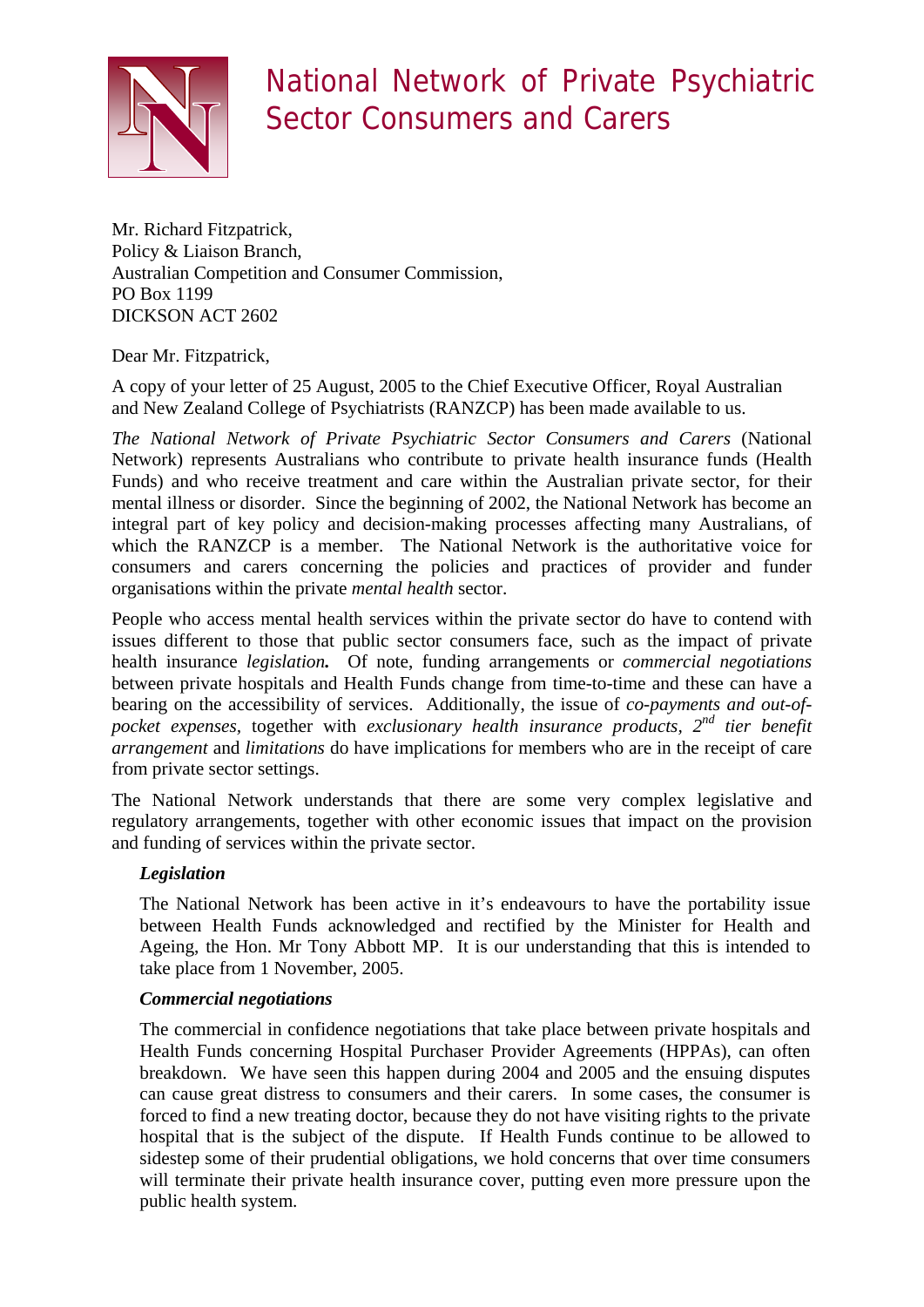# National Network of Private Psychiatric Sector Consumers and Carers

Mr. Richard Fitzpatrick,
Policy & Liaison Branch,
Australian Competition and Consumer Commission,
PO Box 1199
DICKSON ACT 2602

Dear Mr. Fitzpatrick,

A copy of your letter of 25 August, 2005 to the Chief Executive Officer, Royal Australian and New Zealand College of Psychiatrists (RANZCP) has been made available to us.

*The National Network of Private Psychiatric Sector Consumers and Carers* (National Network) represents Australians who contribute to private health insurance funds (Health Funds) and who receive treatment and care within the Australian private sector, for their mental illness or disorder. Since the beginning of 2002, the National Network has become an integral part of key policy and decision-making processes affecting many Australians, of which the RANZCP is a member. The National Network is the authoritative voice for consumers and carers concerning the policies and practices of provider and funder organisations within the private *mental health* sector.

People who access mental health services within the private sector do have to contend with issues different to those that public sector consumers face, such as the impact of private health insurance *legislation.* Of note, funding arrangements or *commercial negotiations* between private hospitals and Health Funds change from time-to-time and these can have a bearing on the accessibility of services. Additionally, the issue of *co-payments and out-of-pocket expenses*, together with *exclusionary health insurance products, 2nd tier benefit arrangement* and *limitations* do have implications for members who are in the receipt of care from private sector settings.

The National Network understands that there are some very complex legislative and regulatory arrangements, together with other economic issues that impact on the provision and funding of services within the private sector.

***Legislation***

The National Network has been active in it's endeavours to have the portability issue between Health Funds acknowledged and rectified by the Minister for Health and Ageing, the Hon. Mr Tony Abbott MP. It is our understanding that this is intended to take place from 1 November, 2005.

***Commercial negotiations***

The commercial in confidence negotiations that take place between private hospitals and Health Funds concerning Hospital Purchaser Provider Agreements (HPPAs), can often breakdown. We have seen this happen during 2004 and 2005 and the ensuing disputes can cause great distress to consumers and their carers. In some cases, the consumer is forced to find a new treating doctor, because they do not have visiting rights to the private hospital that is the subject of the dispute. If Health Funds continue to be allowed to sidestep some of their prudential obligations, we hold concerns that over time consumers will terminate their private health insurance cover, putting even more pressure upon the public health system.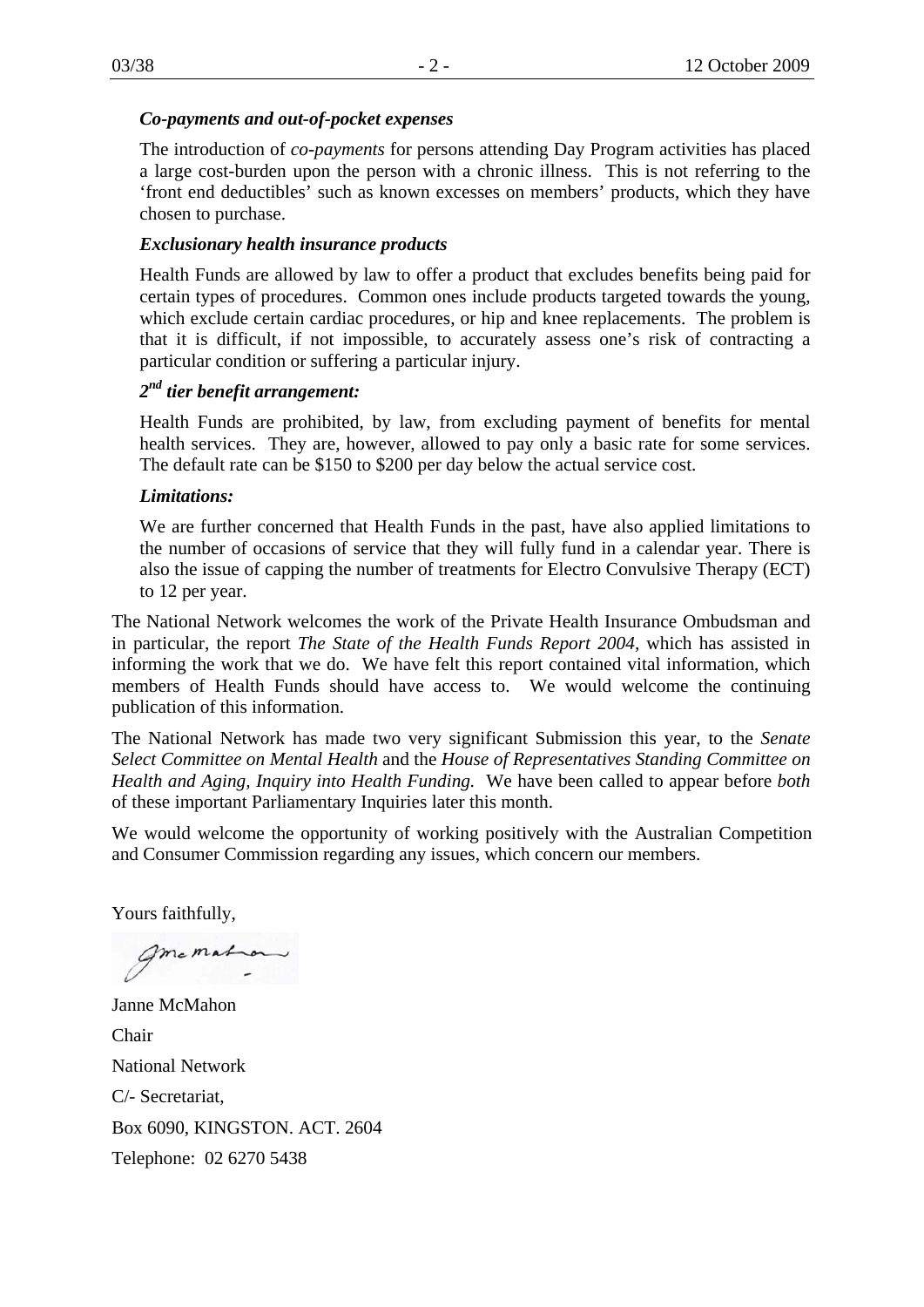***Co-payments and out-of-pocket expenses***

The introduction of *co-payments* for persons attending Day Program activities has placed a large cost-burden upon the person with a chronic illness. This is not referring to the 'front end deductibles' such as known excesses on members' products, which they have chosen to purchase.

***Exclusionary health insurance products***

Health Funds are allowed by law to offer a product that excludes benefits being paid for certain types of procedures. Common ones include products targeted towards the young, which exclude certain cardiac procedures, or hip and knee replacements. The problem is that it is difficult, if not impossible, to accurately assess one's risk of contracting a particular condition or suffering a particular injury.

***2nd tier benefit arrangement:***

Health Funds are prohibited, by law, from excluding payment of benefits for mental health services. They are, however, allowed to pay only a basic rate for some services. The default rate can be $150 to $200 per day below the actual service cost.

***Limitations:***

We are further concerned that Health Funds in the past, have also applied limitations to the number of occasions of service that they will fully fund in a calendar year. There is also the issue of capping the number of treatments for Electro Convulsive Therapy (ECT) to 12 per year.

The National Network welcomes the work of the Private Health Insurance Ombudsman and in particular, the report *The State of the Health Funds Report 2004,* which has assisted in informing the work that we do. We have felt this report contained vital information, which members of Health Funds should have access to. We would welcome the continuing publication of this information.

The National Network has made two very significant Submission this year, to the *Senate Select Committee on Mental Health* and the *House of Representatives Standing Committee on Health and Aging, Inquiry into Health Funding.* We have been called to appear before *both* of these important Parliamentary Inquiries later this month.

We would welcome the opportunity of working positively with the Australian Competition and Consumer Commission regarding any issues, which concern our members.

Yours faithfully,

Janne McMahon

Chair

National Network

C/- Secretariat,

Box 6090, KINGSTON. ACT. 2604

Telephone: 02 6270 5438